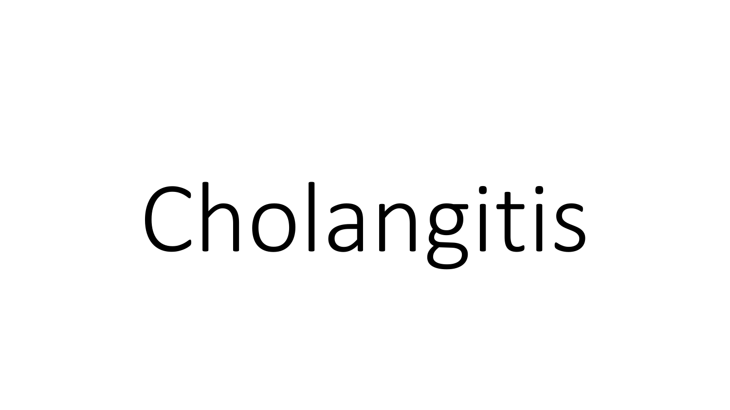# Cholangitis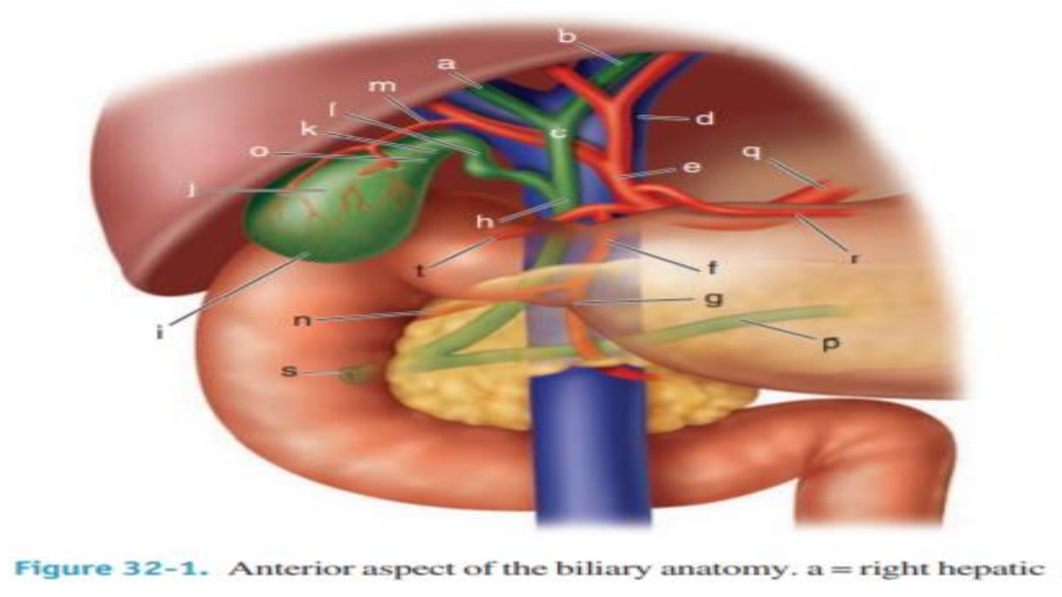a
b
m
l
c
d
k
q
o
e
j
h
t
f
r
g
n
i
p
s

**Figure 32-1.** Anterior aspect of the biliary anatomy. a = right hepatic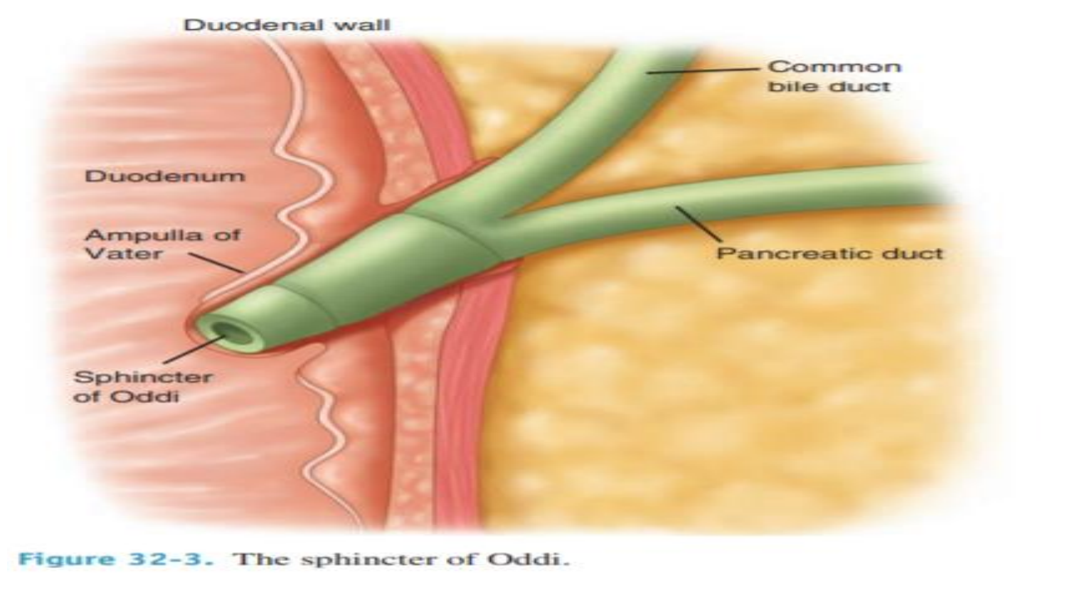Duodenal wall

Common bile duct

Duodenum

Ampulla of Vater

Pancreatic duct

Sphincter of Oddi

**Figure 32-3.** The sphincter of Oddi.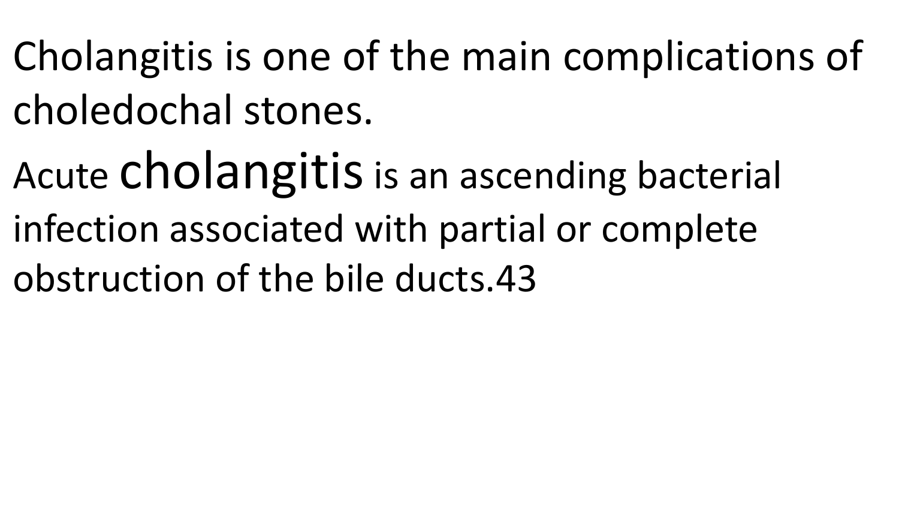Cholangitis is one of the main complications of choledochal stones.

Acute cholangitis is an ascending bacterial infection associated with partial or complete obstruction of the bile ducts.43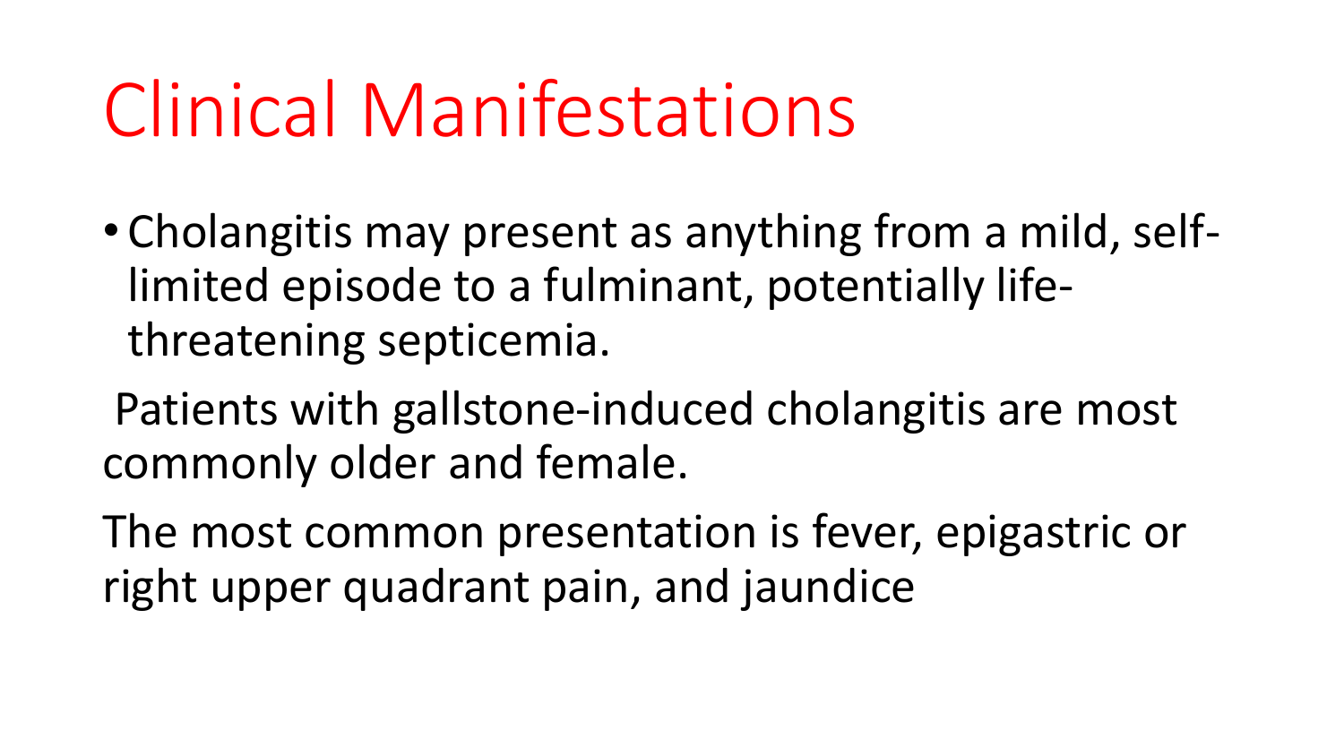# Clinical Manifestations

- Cholangitis may present as anything from a mild, self-limited episode to a fulminant, potentially life-threatening septicemia.

Patients with gallstone-induced cholangitis are most commonly older and female.

The most common presentation is fever, epigastric or right upper quadrant pain, and jaundice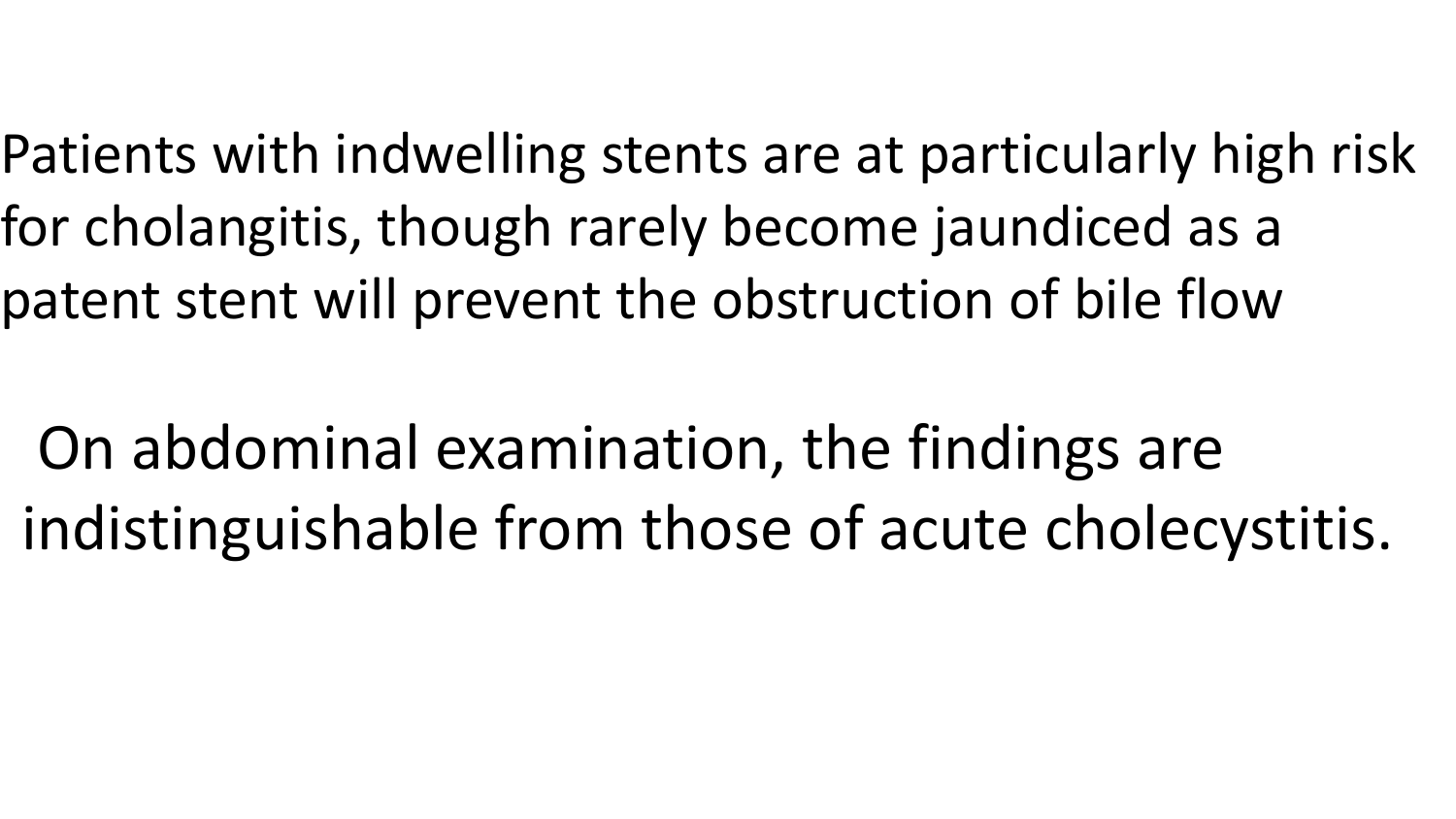Patients with indwelling stents are at particularly high risk for cholangitis, though rarely become jaundiced as a patent stent will prevent the obstruction of bile flow

On abdominal examination, the findings are indistinguishable from those of acute cholecystitis.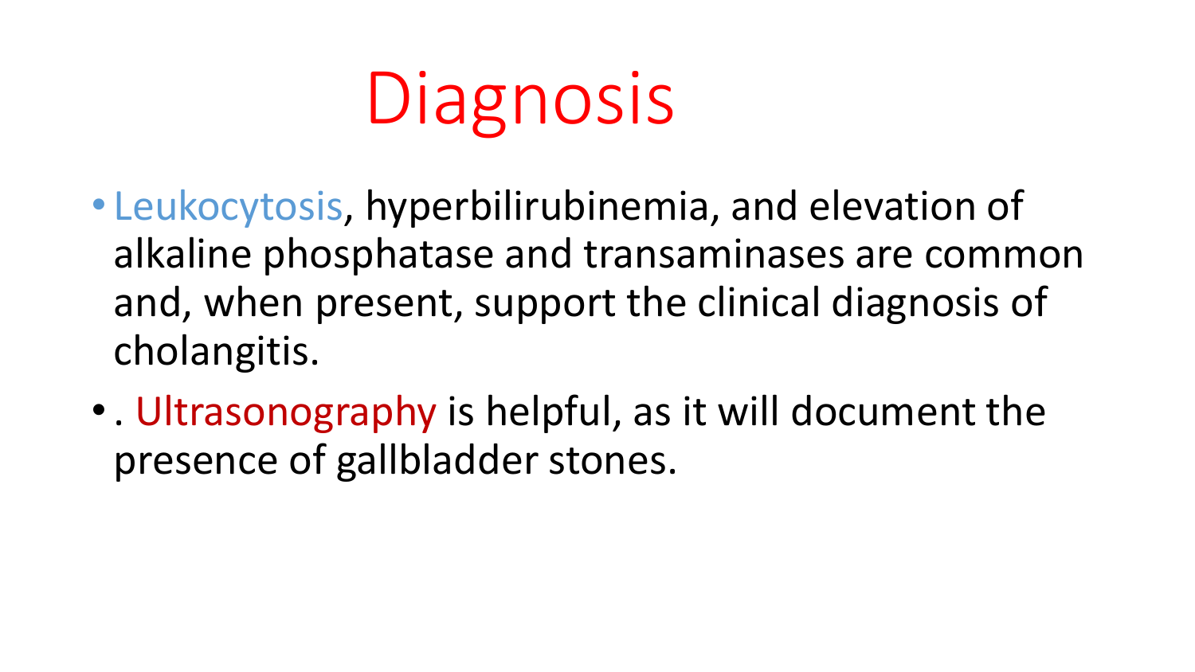# Diagnosis

- Leukocytosis, hyperbilirubinemia, and elevation of alkaline phosphatase and transaminases are common and, when present, support the clinical diagnosis of cholangitis.
- . Ultrasonography is helpful, as it will document the presence of gallbladder stones.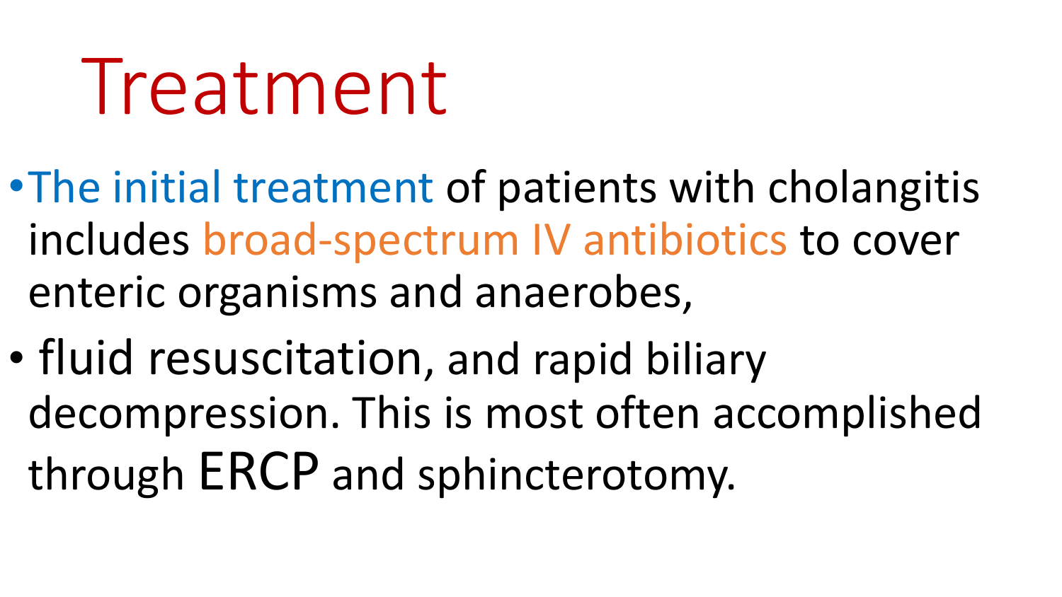# Treatment

- The initial treatment of patients with cholangitis includes broad-spectrum IV antibiotics to cover enteric organisms and anaerobes,
- fluid resuscitation, and rapid biliary decompression. This is most often accomplished through ERCP and sphincterotomy.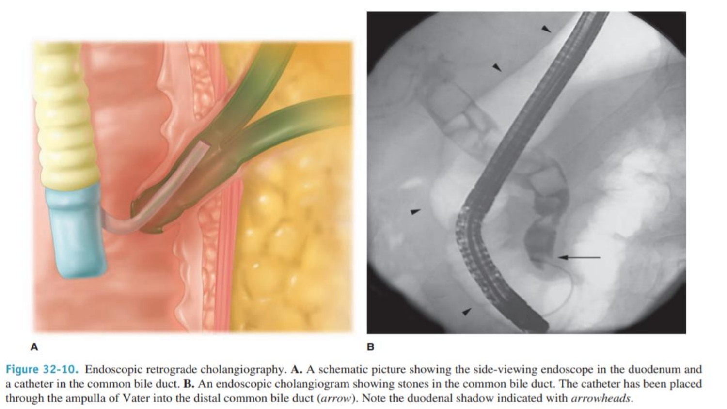A

B

**Figure 32-10.** Endoscopic retrograde cholangiography. **A.** A schematic picture showing the side-viewing endoscope in the duodenum and a catheter in the common bile duct. **B.** An endoscopic cholangiogram showing stones in the common bile duct. The catheter has been placed through the ampulla of Vater into the distal common bile duct (*arrow*). Note the duodenal shadow indicated with *arrowheads*.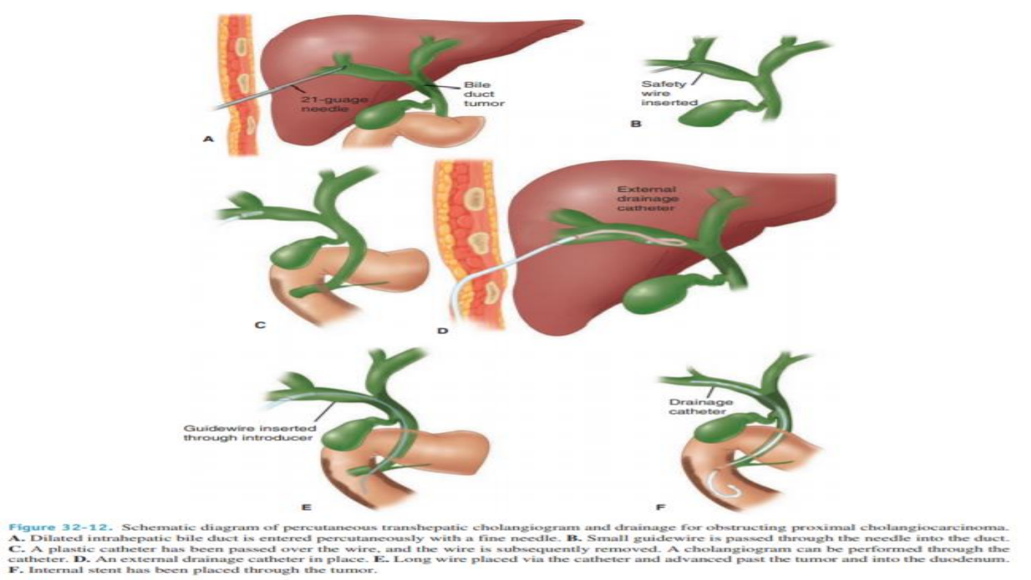Figure 32-12. Schematic diagram of percutaneous transhepatic cholangiogram and drainage for obstructing proximal cholangiocarcinoma. **A.** Dilated intrahepatic bile duct is entered percutaneously with a fine needle. **B.** Small guidewire is passed through the needle into the duct. **C.** A plastic catheter has been passed over the wire, and the wire is subsequently removed. A cholangiogram can be performed through the catheter. **D.** An external drainage catheter in place. **E.** Long wire placed via the catheter and advanced past the tumor and into the duodenum. **F.** Internal stent has been placed through the tumor.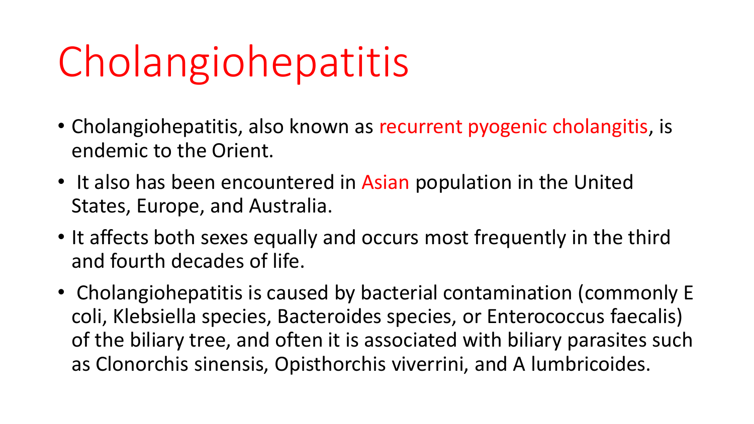# Cholangiohepatitis

- Cholangiohepatitis, also known as recurrent pyogenic cholangitis, is endemic to the Orient.
- It also has been encountered in Asian population in the United States, Europe, and Australia.
- It affects both sexes equally and occurs most frequently in the third and fourth decades of life.
- Cholangiohepatitis is caused by bacterial contamination (commonly E coli, Klebsiella species, Bacteroides species, or Enterococcus faecalis) of the biliary tree, and often it is associated with biliary parasites such as Clonorchis sinensis, Opisthorchis viverrini, and A lumbricoides.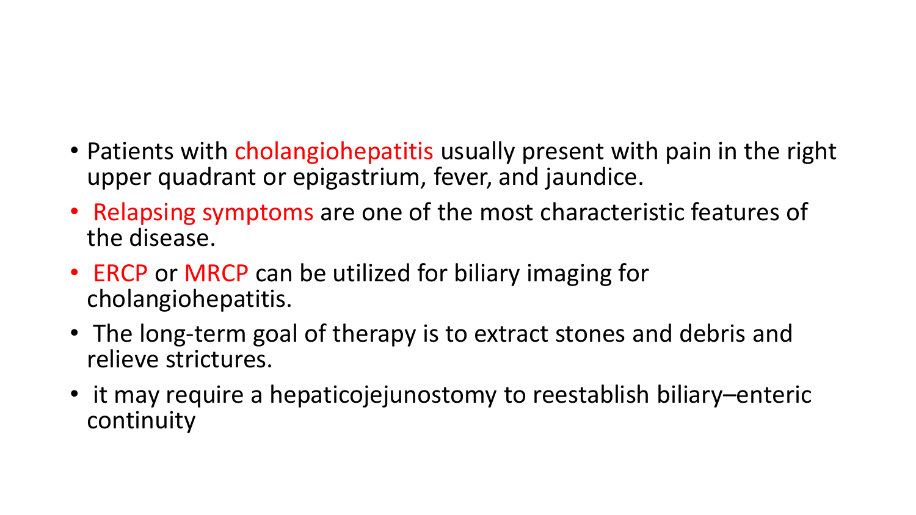- Patients with cholangiohepatitis usually present with pain in the right upper quadrant or epigastrium, fever, and jaundice.
- Relapsing symptoms are one of the most characteristic features of the disease.
- ERCP or MRCP can be utilized for biliary imaging for cholangiohepatitis.
- The long-term goal of therapy is to extract stones and debris and relieve strictures.
- it may require a hepaticojejunostomy to reestablish biliary–enteric continuity